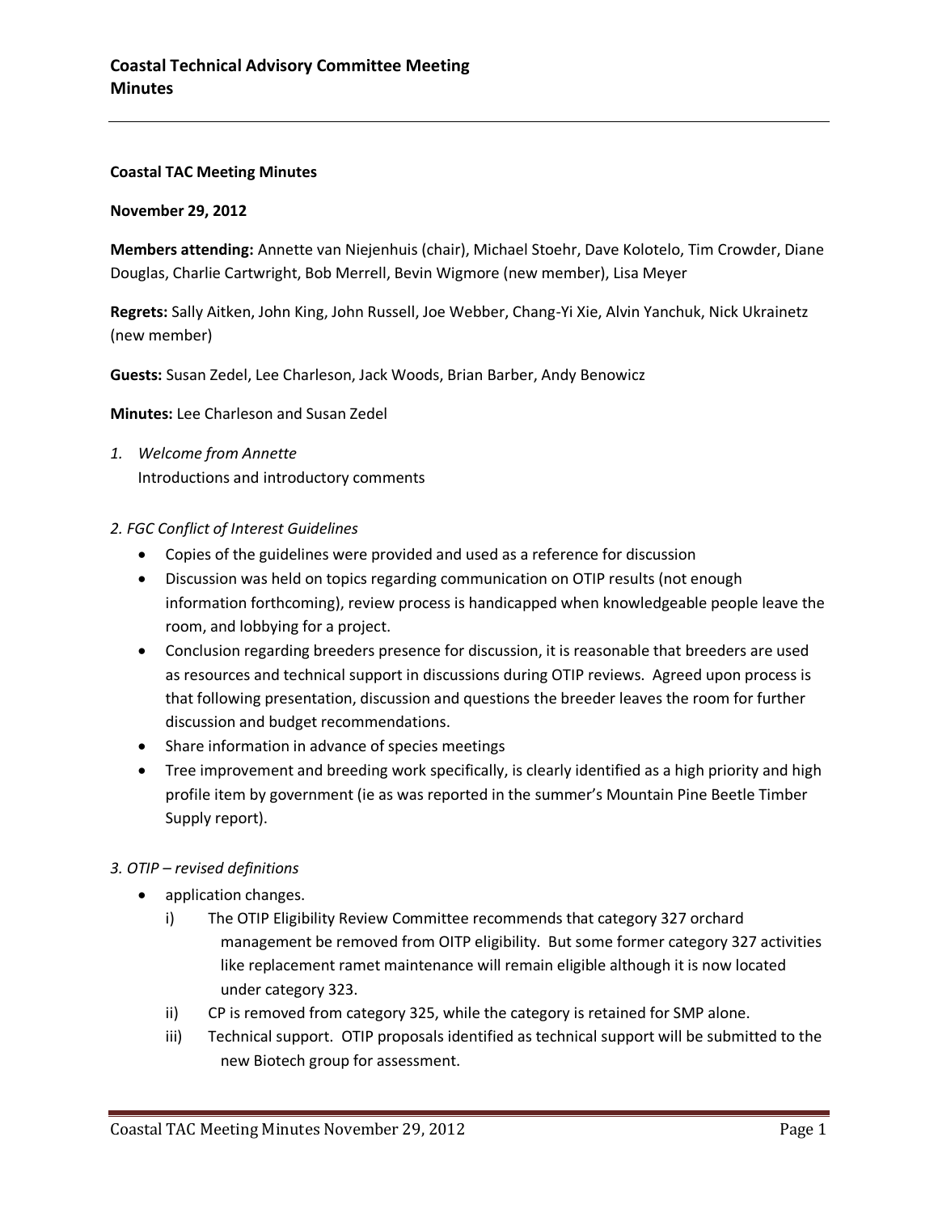# Coastal Technical Advisory Committee Meeting Minutes

**Coastal TAC Meeting Minutes**

**November 29, 2012**

**Members attending:** Annette van Niejenhuis (chair), Michael Stoehr, Dave Kolotelo, Tim Crowder, Diane Douglas, Charlie Cartwright, Bob Merrell, Bevin Wigmore (new member), Lisa Meyer

**Regrets:** Sally Aitken, John King, John Russell, Joe Webber, Chang-Yi Xie, Alvin Yanchuk, Nick Ukrainetz (new member)

**Guests:** Susan Zedel, Lee Charleson, Jack Woods, Brian Barber, Andy Benowicz

**Minutes:** Lee Charleson and Susan Zedel

1. *Welcome from Annette*
   Introductions and introductory comments

*2. FGC Conflict of Interest Guidelines*

- Copies of the guidelines were provided and used as a reference for discussion
- Discussion was held on topics regarding communication on OTIP results (not enough information forthcoming), review process is handicapped when knowledgeable people leave the room, and lobbying for a project.
- Conclusion regarding breeders presence for discussion, it is reasonable that breeders are used as resources and technical support in discussions during OTIP reviews. Agreed upon process is that following presentation, discussion and questions the breeder leaves the room for further discussion and budget recommendations.
- Share information in advance of species meetings
- Tree improvement and breeding work specifically, is clearly identified as a high priority and high profile item by government (ie as was reported in the summer's Mountain Pine Beetle Timber Supply report).

*3. OTIP – revised definitions*

- application changes.
  - i) The OTIP Eligibility Review Committee recommends that category 327 orchard management be removed from OITP eligibility. But some former category 327 activities like replacement ramet maintenance will remain eligible although it is now located under category 323.
  - ii) CP is removed from category 325, while the category is retained for SMP alone.
  - iii) Technical support. OTIP proposals identified as technical support will be submitted to the new Biotech group for assessment.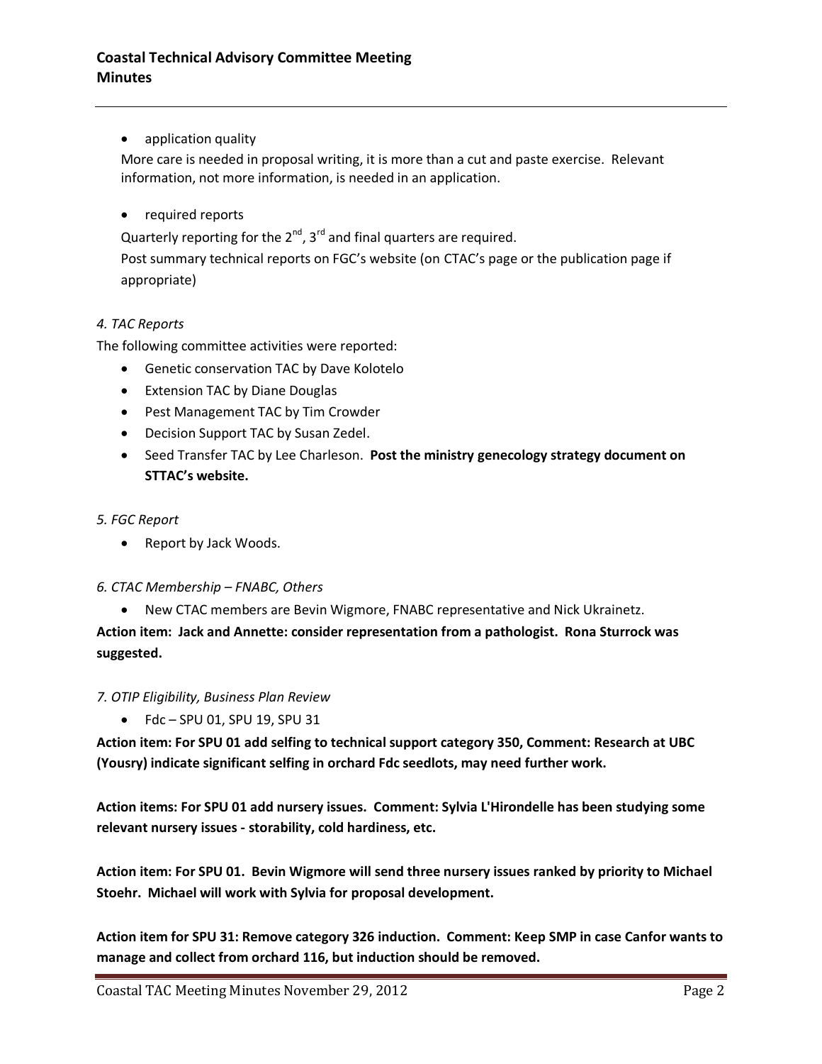- application quality

More care is needed in proposal writing, it is more than a cut and paste exercise. Relevant information, not more information, is needed in an application.

- required reports

Quarterly reporting for the 2nd, 3rd and final quarters are required.
Post summary technical reports on FGC's website (on CTAC's page or the publication page if appropriate)

*4. TAC Reports*

The following committee activities were reported:

- Genetic conservation TAC by Dave Kolotelo
- Extension TAC by Diane Douglas
- Pest Management TAC by Tim Crowder
- Decision Support TAC by Susan Zedel.
- Seed Transfer TAC by Lee Charleson. **Post the ministry genecology strategy document on STTAC's website.**

*5. FGC Report*

- Report by Jack Woods.

*6. CTAC Membership – FNABC, Others*

- New CTAC members are Bevin Wigmore, FNABC representative and Nick Ukrainetz.

**Action item: Jack and Annette: consider representation from a pathologist. Rona Sturrock was suggested.**

*7. OTIP Eligibility, Business Plan Review*

- Fdc – SPU 01, SPU 19, SPU 31

**Action item: For SPU 01 add selfing to technical support category 350, Comment: Research at UBC (Yousry) indicate significant selfing in orchard Fdc seedlots, may need further work.**

**Action items: For SPU 01 add nursery issues. Comment: Sylvia L'Hirondelle has been studying some relevant nursery issues - storability, cold hardiness, etc.**

**Action item: For SPU 01. Bevin Wigmore will send three nursery issues ranked by priority to Michael Stoehr. Michael will work with Sylvia for proposal development.**

**Action item for SPU 31: Remove category 326 induction. Comment: Keep SMP in case Canfor wants to manage and collect from orchard 116, but induction should be removed.**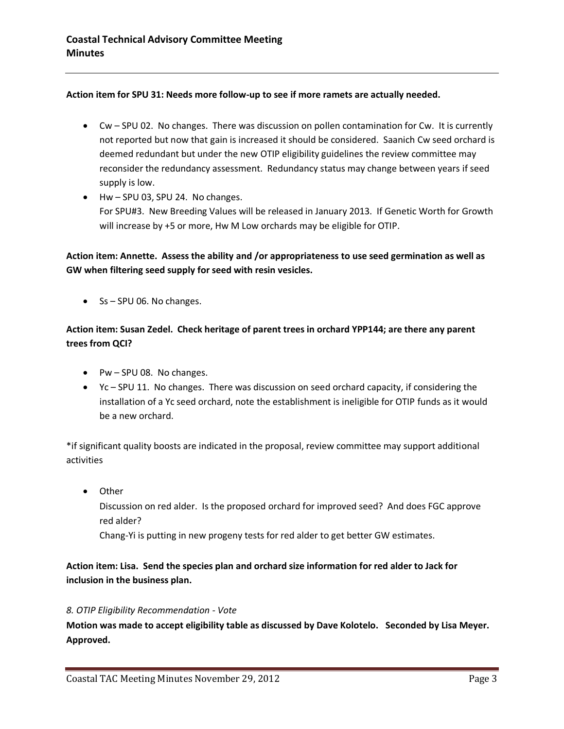**Action item for SPU 31: Needs more follow-up to see if more ramets are actually needed.**

- Cw – SPU 02. No changes. There was discussion on pollen contamination for Cw. It is currently not reported but now that gain is increased it should be considered. Saanich Cw seed orchard is deemed redundant but under the new OTIP eligibility guidelines the review committee may reconsider the redundancy assessment. Redundancy status may change between years if seed supply is low.
- Hw – SPU 03, SPU 24. No changes.
  For SPU#3. New Breeding Values will be released in January 2013. If Genetic Worth for Growth will increase by +5 or more, Hw M Low orchards may be eligible for OTIP.

**Action item: Annette. Assess the ability and /or appropriateness to use seed germination as well as GW when filtering seed supply for seed with resin vesicles.**

- Ss – SPU 06. No changes.

**Action item: Susan Zedel. Check heritage of parent trees in orchard YPP144; are there any parent trees from QCI?**

- Pw – SPU 08. No changes.
- Yc – SPU 11. No changes. There was discussion on seed orchard capacity, if considering the installation of a Yc seed orchard, note the establishment is ineligible for OTIP funds as it would be a new orchard.

*if significant quality boosts are indicated in the proposal, review committee may support additional activities

- Other
  Discussion on red alder. Is the proposed orchard for improved seed? And does FGC approve red alder?
  Chang-Yi is putting in new progeny tests for red alder to get better GW estimates.

**Action item: Lisa. Send the species plan and orchard size information for red alder to Jack for inclusion in the business plan.**

*8. OTIP Eligibility Recommendation - Vote*

**Motion was made to accept eligibility table as discussed by Dave Kolotelo. Seconded by Lisa Meyer. Approved.**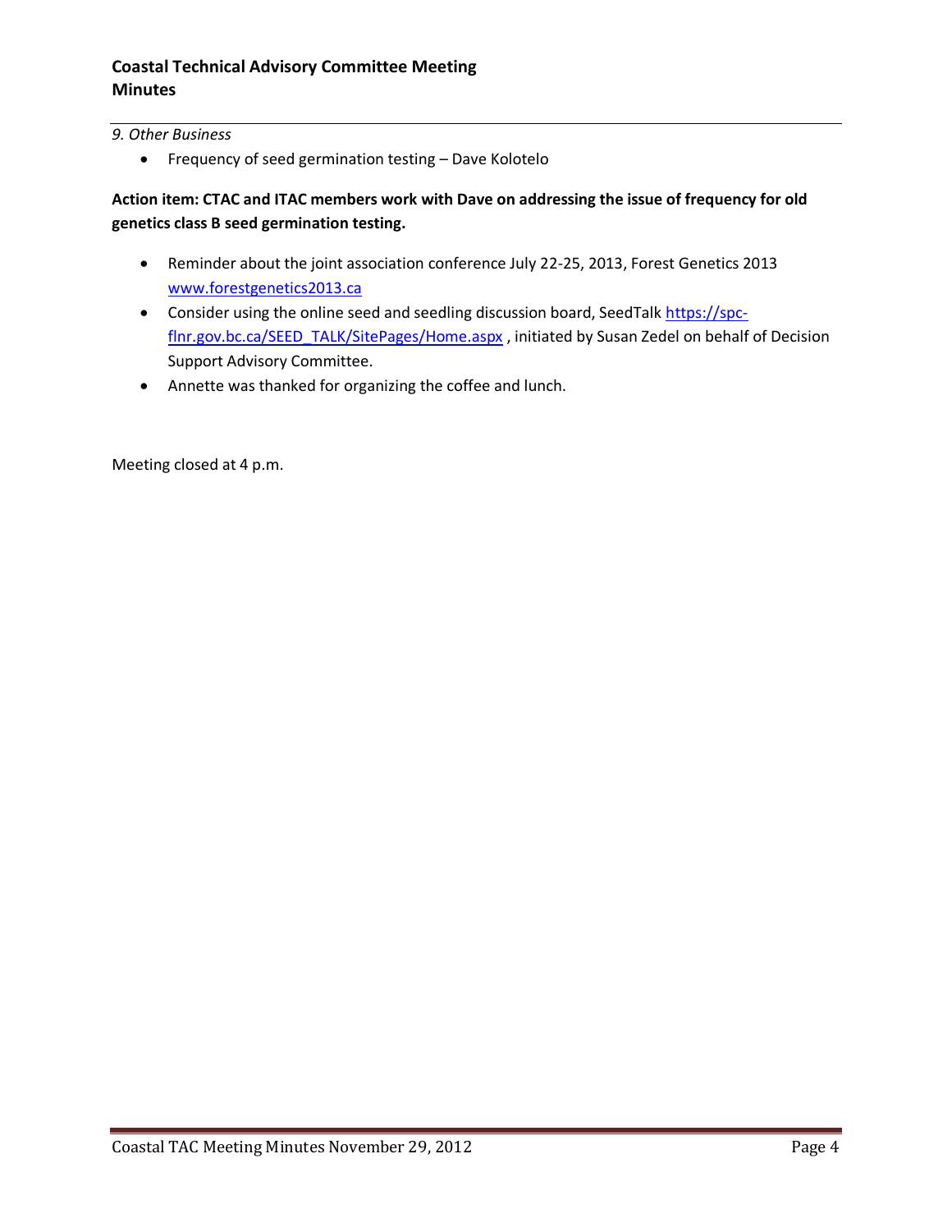*9. Other Business*

- Frequency of seed germination testing – Dave Kolotelo

**Action item: CTAC and ITAC members work with Dave on addressing the issue of frequency for old genetics class B seed germination testing.**

- Reminder about the joint association conference July 22-25, 2013, Forest Genetics 2013 www.forestgenetics2013.ca
- Consider using the online seed and seedling discussion board, SeedTalk https://spc-flnr.gov.bc.ca/SEED_TALK/SitePages/Home.aspx , initiated by Susan Zedel on behalf of Decision Support Advisory Committee.
- Annette was thanked for organizing the coffee and lunch.

Meeting closed at 4 p.m.